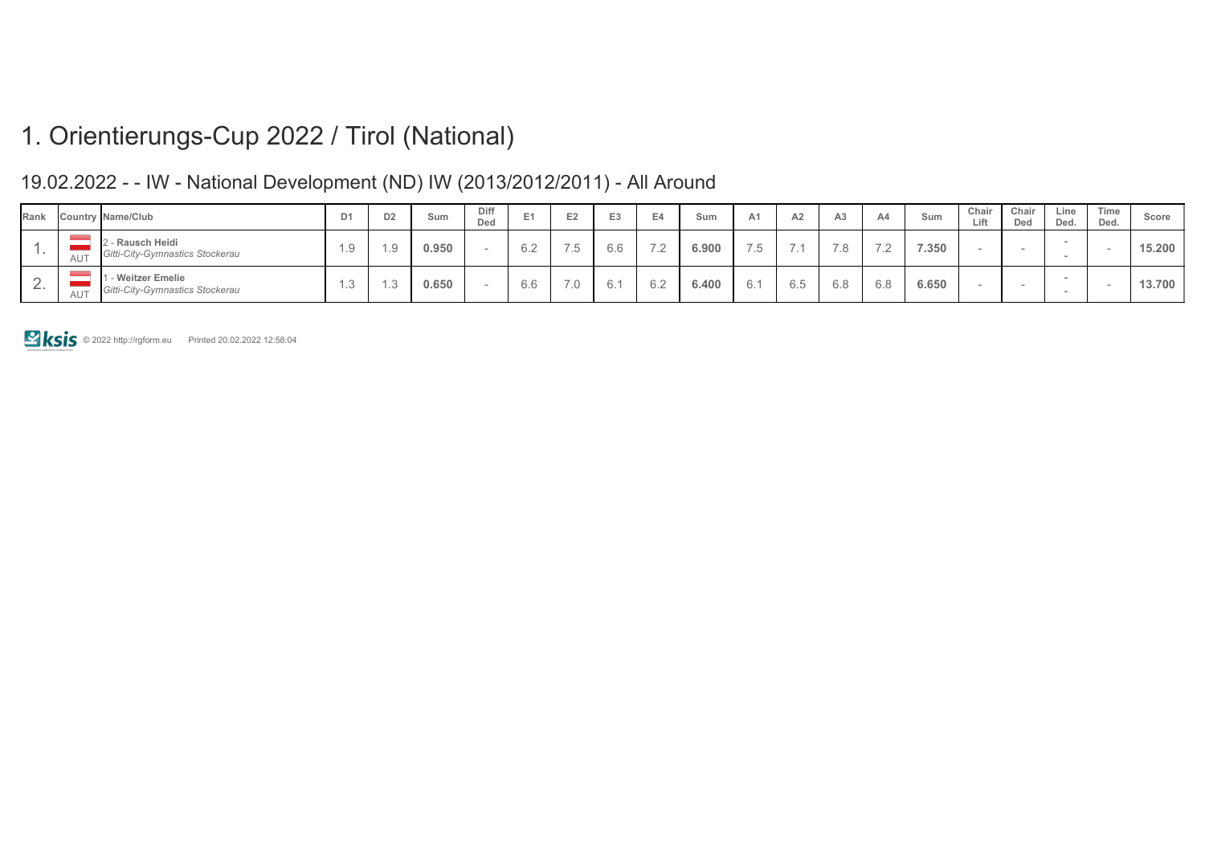# 1. Orientierungs-Cup 2022 / Tirol (National)

## 19.02.2022 - - IW - National Development (ND) IW (2013/2012/2011) - All Around

| Rank | Country | Name/Club | D1 | D2 | Sum | Diff Ded | E1 | E2 | E3 | E4 | Sum | A1 | A2 | A3 | A4 | Sum | Chair Lift | Chair Ded | Line Ded. | Time Ded. | Score |
|---|---|---|---|---|---|---|---|---|---|---|---|---|---|---|---|---|---|---|---|---|---|
| 1. | AUT | 2 - **Rausch Heidi** *Gitti-City-Gymnastics Stockerau* | 1.9 | 1.9 | **0.950** | - | 6.2 | 7.5 | 6.6 | 7.2 | **6.900** | 7.5 | 7.1 | 7.8 | 7.2 | **7.350** | - | - | - - | - | **15.200** |
| 2. | AUT | 1 - **Weitzer Emelie** *Gitti-City-Gymnastics Stockerau* | 1.3 | 1.3 | **0.650** | - | 6.6 | 7.0 | 6.1 | 6.2 | **6.400** | 6.1 | 6.5 | 6.8 | 6.8 | **6.650** | - | - | - - | - | **13.700** |

ksis © 2022 http://rgform.eu Printed 20.02.2022 12:58:04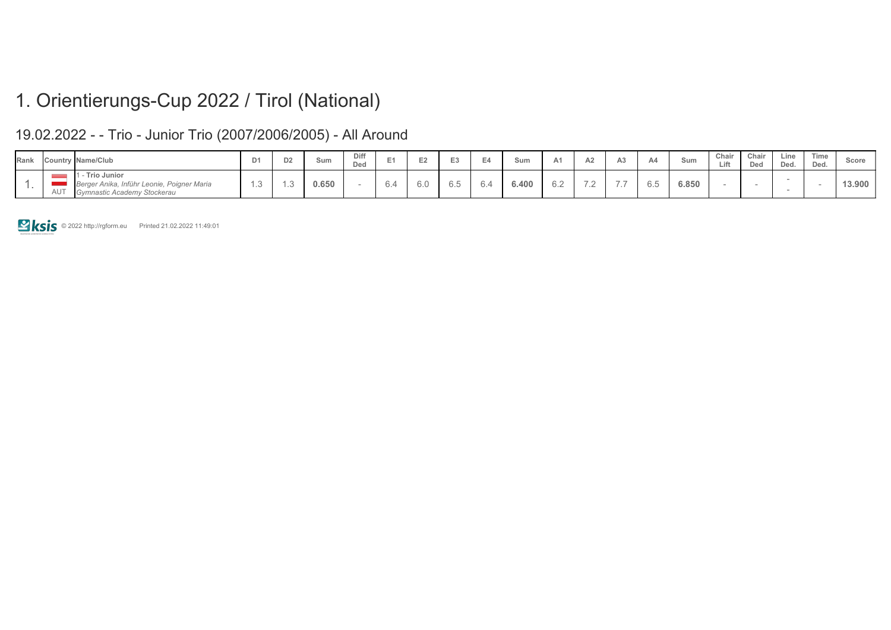# 1. Orientierungs-Cup 2022 / Tirol (National)

## 19.02.2022 - - Trio - Junior Trio (2007/2006/2005) - All Around

| Rank | Country | Name/Club | D1 | D2 | Sum | Diff Ded | E1 | E2 | E3 | E4 | Sum | A1 | A2 | A3 | A4 | Sum | Chair Lift | Chair Ded | Line Ded. | Time Ded. | Score |
|---|---|---|---|---|---|---|---|---|---|---|---|---|---|---|---|---|---|---|---|---|---|
| 1. | AUT | 1 - **Trio Junior**<br>*Berger Anika, Inführ Leonie, Poigner Maria*<br>*Gymnastic Academy Stockerau* | 1.3 | 1.3 | **0.650** | - | 6.4 | 6.0 | 6.5 | 6.4 | **6.400** | 6.2 | 7.2 | 7.7 | 6.5 | **6.850** | - | - | -<br>- | - | **13.900** |

© 2022 http://rgform.eu Printed 21.02.2022 11:49:01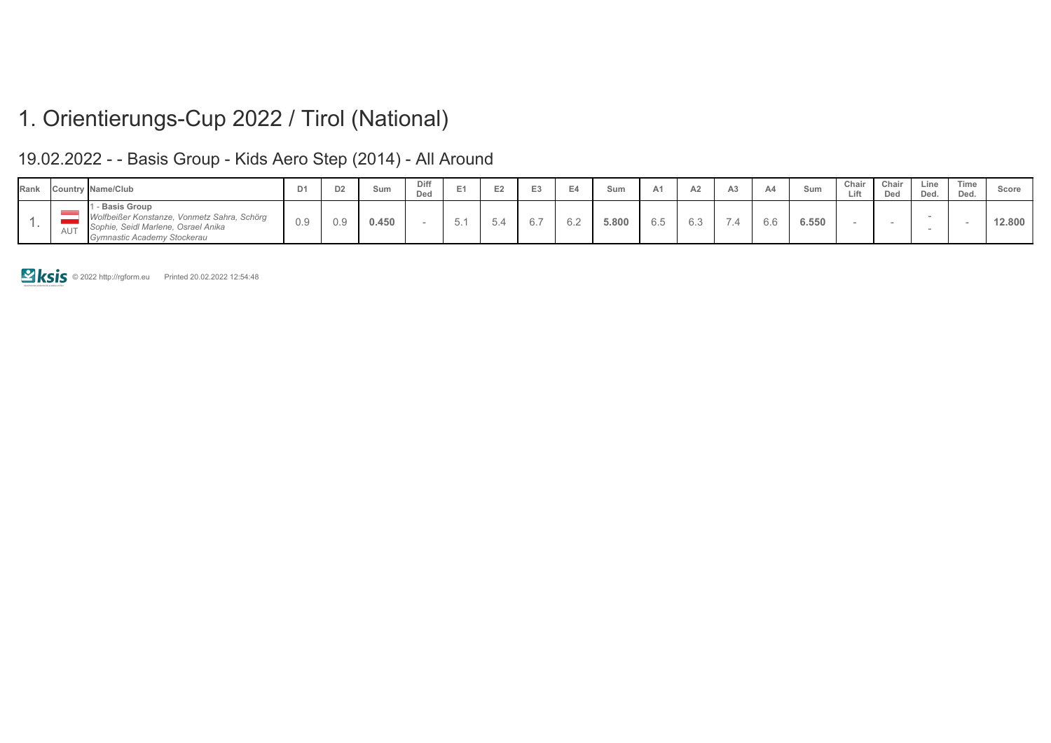# 1. Orientierungs-Cup 2022 / Tirol (National)

## 19.02.2022 - - Basis Group - Kids Aero Step (2014) - All Around

| Rank | Country | Name/Club | D1 | D2 | Sum | Diff Ded | E1 | E2 | E3 | E4 | Sum | A1 | A2 | A3 | A4 | Sum | Chair Lift | Chair Ded | Line Ded. | Time Ded. | Score |
|---|---|---|---|---|---|---|---|---|---|---|---|---|---|---|---|---|---|---|---|---|---|
| 1. | AUT | 1 - **Basis Group** *Wolfbeißer Konstanze, Vonmetz Sahra, Schörg Sophie, Seidl Marlene, Osrael Anika* *Gymnastic Academy Stockerau* | 0.9 | 0.9 | **0.450** | - | 5.1 | 5.4 | 6.7 | 6.2 | **5.800** | 6.5 | 6.3 | 7.4 | 6.6 | **6.550** | - | - | - - | - | **12.800** |

© 2022 http://rgform.eu Printed 20.02.2022 12:54:48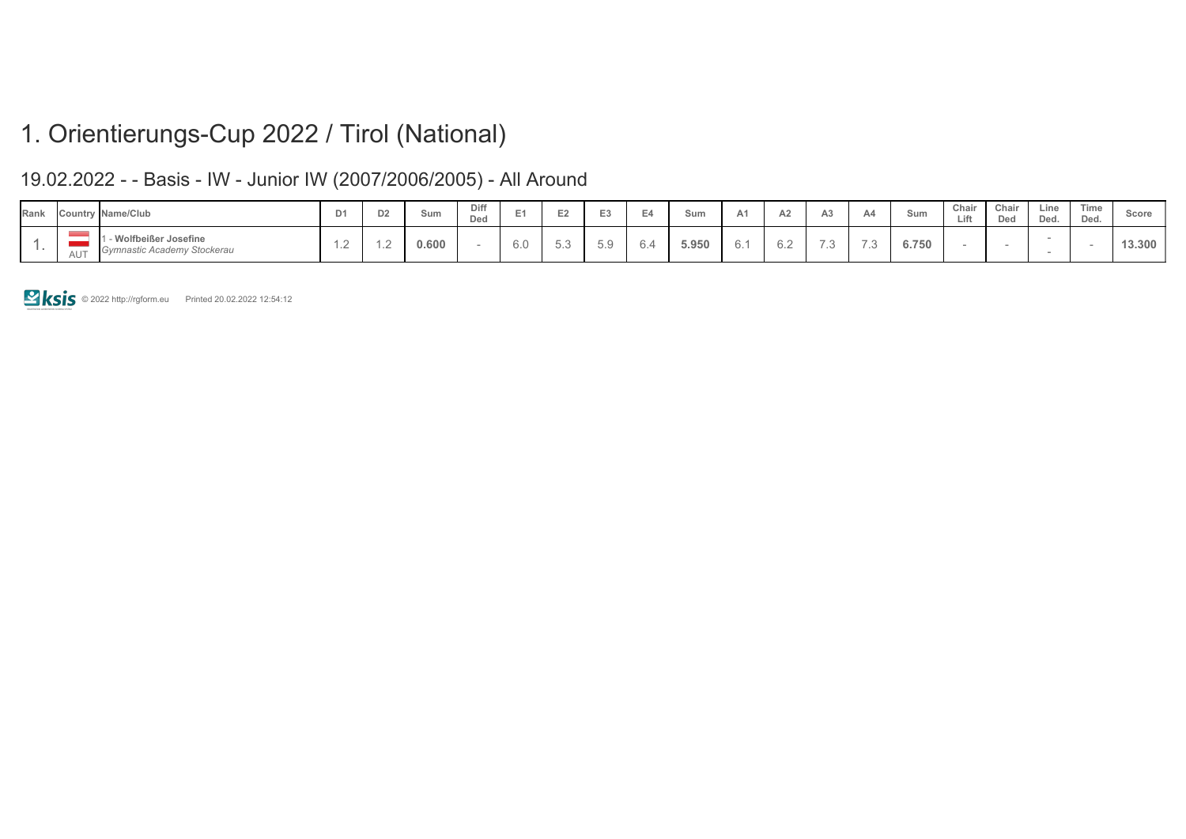# 1. Orientierungs-Cup 2022 / Tirol (National)

## 19.02.2022 - - Basis - IW - Junior IW (2007/2006/2005) - All Around

| Rank | Country | Name/Club | D1 | D2 | Sum | Diff Ded | E1 | E2 | E3 | E4 | Sum | A1 | A2 | A3 | A4 | Sum | Chair Lift | Chair Ded | Line Ded. | Time Ded. | Score |
|---|---|---|---|---|---|---|---|---|---|---|---|---|---|---|---|---|---|---|---|---|---|
| 1. | AUT | 1 - **Wolfbeißer Josefine** *Gymnastic Academy Stockerau* | 1.2 | 1.2 | **0.600** | - | 6.0 | 5.3 | 5.9 | 6.4 | **5.950** | 6.1 | 6.2 | 7.3 | 7.3 | **6.750** | - | - | - - | - | **13.300** |

© 2022 http://rgform.eu Printed 20.02.2022 12:54:12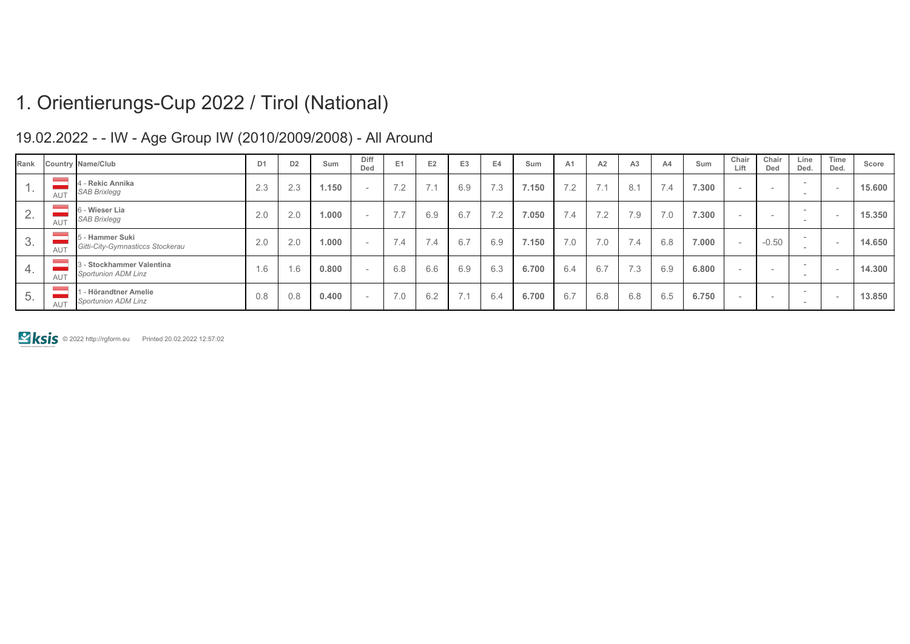# 1. Orientierungs-Cup 2022 / Tirol (National)

## 19.02.2022 - - IW - Age Group IW (2010/2009/2008) - All Around

| Rank | Country | Name/Club | D1 | D2 | Sum | Diff Ded | E1 | E2 | E3 | E4 | Sum | A1 | A2 | A3 | A4 | Sum | Chair Lift | Chair Ded | Line Ded. | Time Ded. | Score |
|---|---|---|---|---|---|---|---|---|---|---|---|---|---|---|---|---|---|---|---|---|---|
| 1. | AUT | 4 - **Rekic Annika** *SAB Brixlegg* | 2.3 | 2.3 | **1.150** | - | 7.2 | 7.1 | 6.9 | 7.3 | **7.150** | 7.2 | 7.1 | 8.1 | 7.4 | **7.300** | - | - | - - | - | **15.600** |
| 2. | AUT | 6 - **Wieser Lia** *SAB Brixlegg* | 2.0 | 2.0 | **1.000** | - | 7.7 | 6.9 | 6.7 | 7.2 | **7.050** | 7.4 | 7.2 | 7.9 | 7.0 | **7.300** | - | - | - - | - | **15.350** |
| 3. | AUT | 5 - **Hammer Suki** *Gitti-City-Gymnasticcs Stockerau* | 2.0 | 2.0 | **1.000** | - | 7.4 | 7.4 | 6.7 | 6.9 | **7.150** | 7.0 | 7.0 | 7.4 | 6.8 | **7.000** | - | -0.50 | - - | - | **14.650** |
| 4. | AUT | 3 - **Stockhammer Valentina** *Sportunion ADM Linz* | 1.6 | 1.6 | **0.800** | - | 6.8 | 6.6 | 6.9 | 6.3 | **6.700** | 6.4 | 6.7 | 7.3 | 6.9 | **6.800** | - | - | - - | - | **14.300** |
| 5. | AUT | 1 - **Hörandtner Amelie** *Sportunion ADM Linz* | 0.8 | 0.8 | **0.400** | - | 7.0 | 6.2 | 7.1 | 6.4 | **6.700** | 6.7 | 6.8 | 6.8 | 6.5 | **6.750** | - | - | - - | - | **13.850** |

ksis © 2022 http://rgform.eu Printed 20.02.2022 12:57:02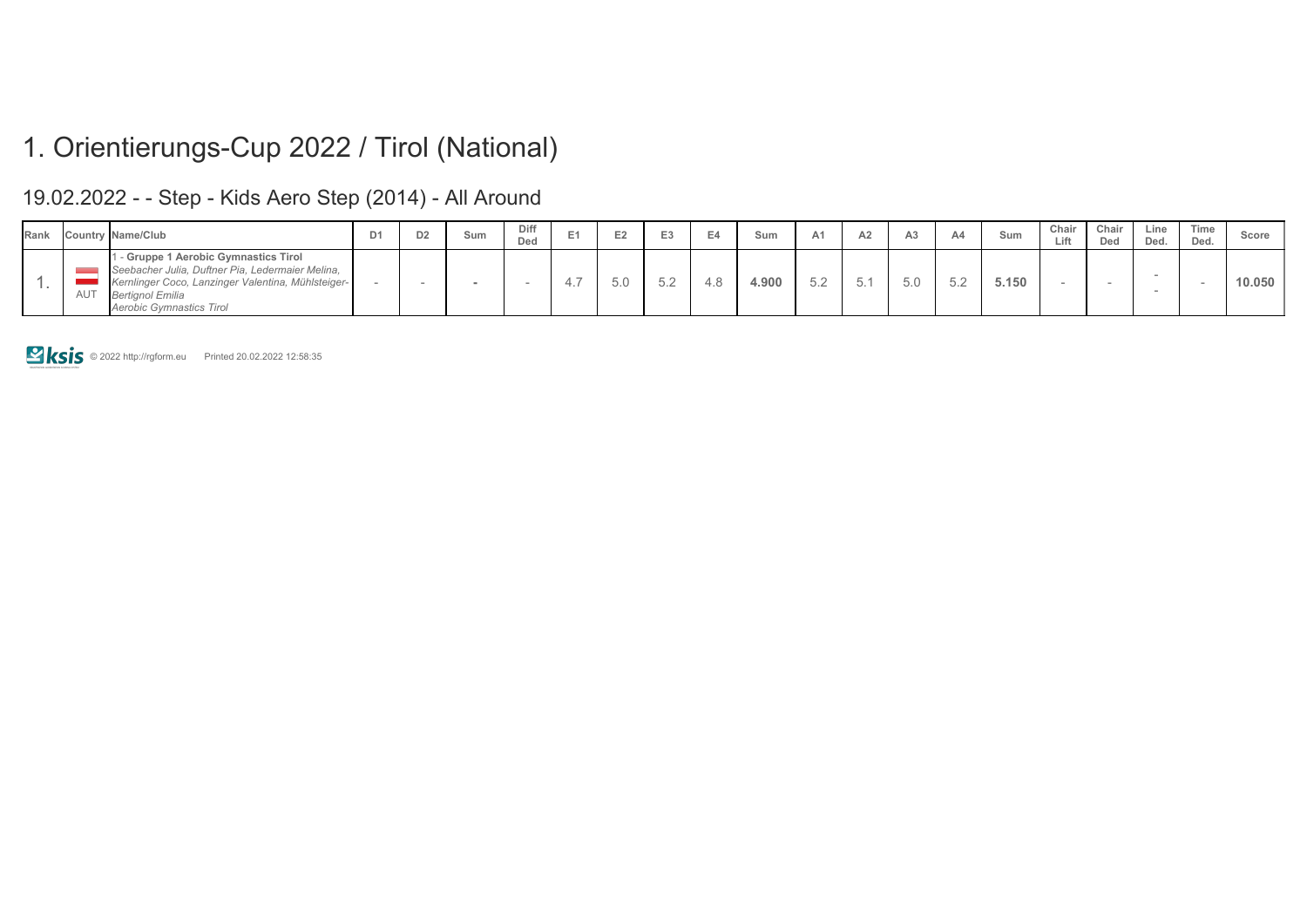# 1. Orientierungs-Cup 2022 / Tirol (National)

## 19.02.2022 - - Step - Kids Aero Step (2014) - All Around

| Rank | Country | Name/Club | D1 | D2 | Sum | Diff Ded | E1 | E2 | E3 | E4 | Sum | A1 | A2 | A3 | A4 | Sum | Chair Lift | Chair Ded | Line Ded. | Time Ded. | Score |
|---|---|---|---|---|---|---|---|---|---|---|---|---|---|---|---|---|---|---|---|---|---|
| 1. | AUT | 1 - **Gruppe 1 Aerobic Gymnastics Tirol** *Seebacher Julia, Duftner Pia, Ledermaier Melina, Kernlinger Coco, Lanzinger Valentina, Mühlsteiger-Bertignol Emilia* *Aerobic Gymnastics Tirol* | - | - | **-** | - | 4.7 | 5.0 | 5.2 | 4.8 | **4.900** | 5.2 | 5.1 | 5.0 | 5.2 | **5.150** | - | - | - - | - | **10.050** |

© 2022 http://rgform.eu Printed 20.02.2022 12:58:35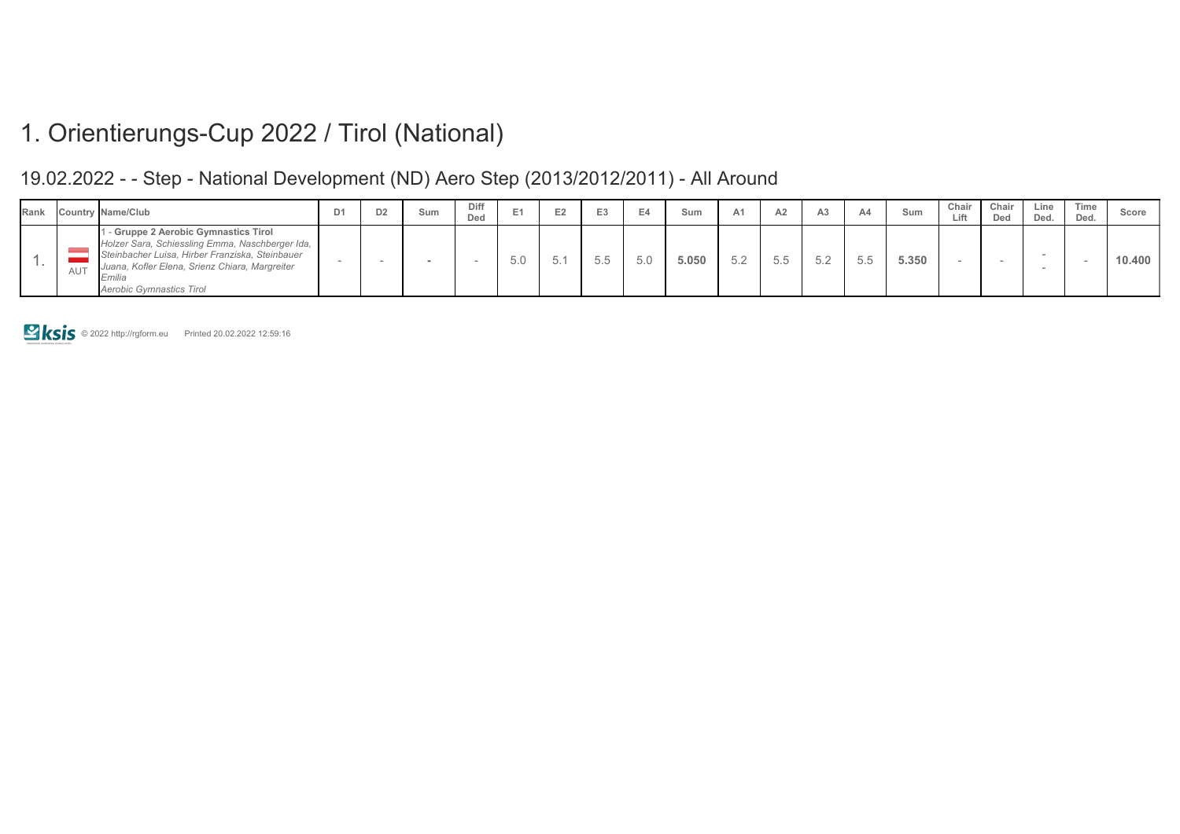# 1. Orientierungs-Cup 2022 / Tirol (National)

## 19.02.2022 - - Step - National Development (ND) Aero Step (2013/2012/2011) - All Around

| Rank | Country | Name/Club | D1 | D2 | Sum | Diff Ded | E1 | E2 | E3 | E4 | Sum | A1 | A2 | A3 | A4 | Sum | Chair Lift | Chair Ded | Line Ded. | Time Ded. | Score |
|---|---|---|---|---|---|---|---|---|---|---|---|---|---|---|---|---|---|---|---|---|---|
| 1. | AUT | 1 - **Gruppe 2 Aerobic Gymnastics Tirol** *Holzer Sara, Schiessling Emma, Naschberger Ida, Steinbacher Luisa, Hirber Franziska, Steinbauer Juana, Kofler Elena, Srienz Chiara, Margreiter Emilia* *Aerobic Gymnastics Tirol* | - | - | - | - | 5.0 | 5.1 | 5.5 | 5.0 | **5.050** | 5.2 | 5.5 | 5.2 | 5.5 | **5.350** | - | - | - - | - | **10.400** |

© 2022 http://rgform.eu Printed 20.02.2022 12:59:16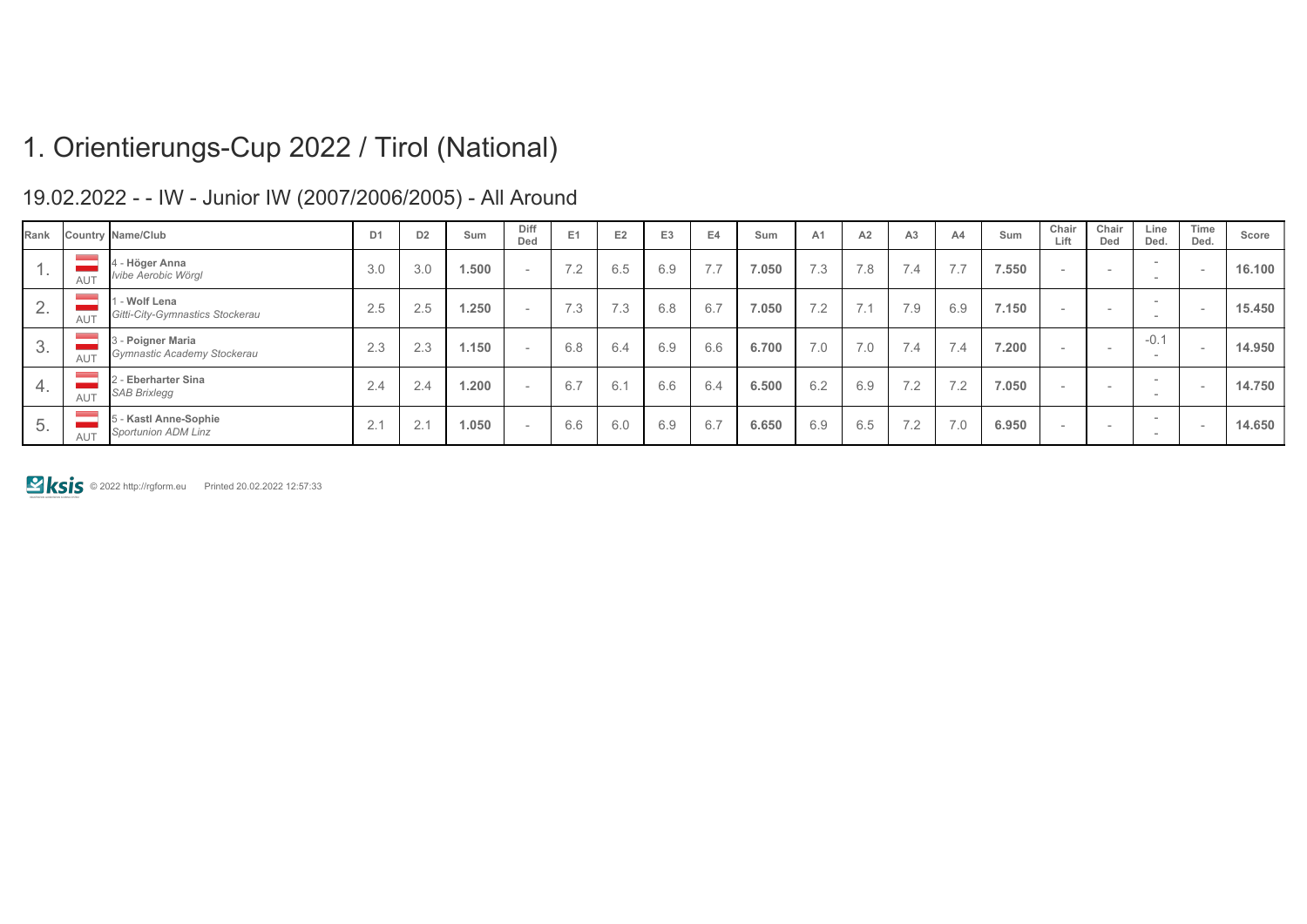# 1. Orientierungs-Cup 2022 / Tirol (National)

## 19.02.2022 - - IW - Junior IW (2007/2006/2005) - All Around

| Rank | Country | Name/Club | D1 | D2 | Sum | Diff Ded | E1 | E2 | E3 | E4 | Sum | A1 | A2 | A3 | A4 | Sum | Chair Lift | Chair Ded | Line Ded. | Time Ded. | Score |
|---|---|---|---|---|---|---|---|---|---|---|---|---|---|---|---|---|---|---|---|---|---|
| 1. | AUT | 4 - **Höger Anna** *Ivibe Aerobic Wörgl* | 3.0 | 3.0 | **1.500** | - | 7.2 | 6.5 | 6.9 | 7.7 | **7.050** | 7.3 | 7.8 | 7.4 | 7.7 | **7.550** | - | - | - - | - | **16.100** |
| 2. | AUT | 1 - **Wolf Lena** *Gitti-City-Gymnastics Stockerau* | 2.5 | 2.5 | **1.250** | - | 7.3 | 7.3 | 6.8 | 6.7 | **7.050** | 7.2 | 7.1 | 7.9 | 6.9 | **7.150** | - | - | - - | - | **15.450** |
| 3. | AUT | 3 - **Poigner Maria** *Gymnastic Academy Stockerau* | 2.3 | 2.3 | **1.150** | - | 6.8 | 6.4 | 6.9 | 6.6 | **6.700** | 7.0 | 7.0 | 7.4 | 7.4 | **7.200** | - | - | -0.1 - | - | **14.950** |
| 4. | AUT | 2 - **Eberharter Sina** *SAB Brixlegg* | 2.4 | 2.4 | **1.200** | - | 6.7 | 6.1 | 6.6 | 6.4 | **6.500** | 6.2 | 6.9 | 7.2 | 7.2 | **7.050** | - | - | - - | - | **14.750** |
| 5. | AUT | 5 - **Kastl Anne-Sophie** *Sportunion ADM Linz* | 2.1 | 2.1 | **1.050** | - | 6.6 | 6.0 | 6.9 | 6.7 | **6.650** | 6.9 | 6.5 | 7.2 | 7.0 | **6.950** | - | - | - - | - | **14.650** |

ksis © 2022 http://rgform.eu Printed 20.02.2022 12:57:33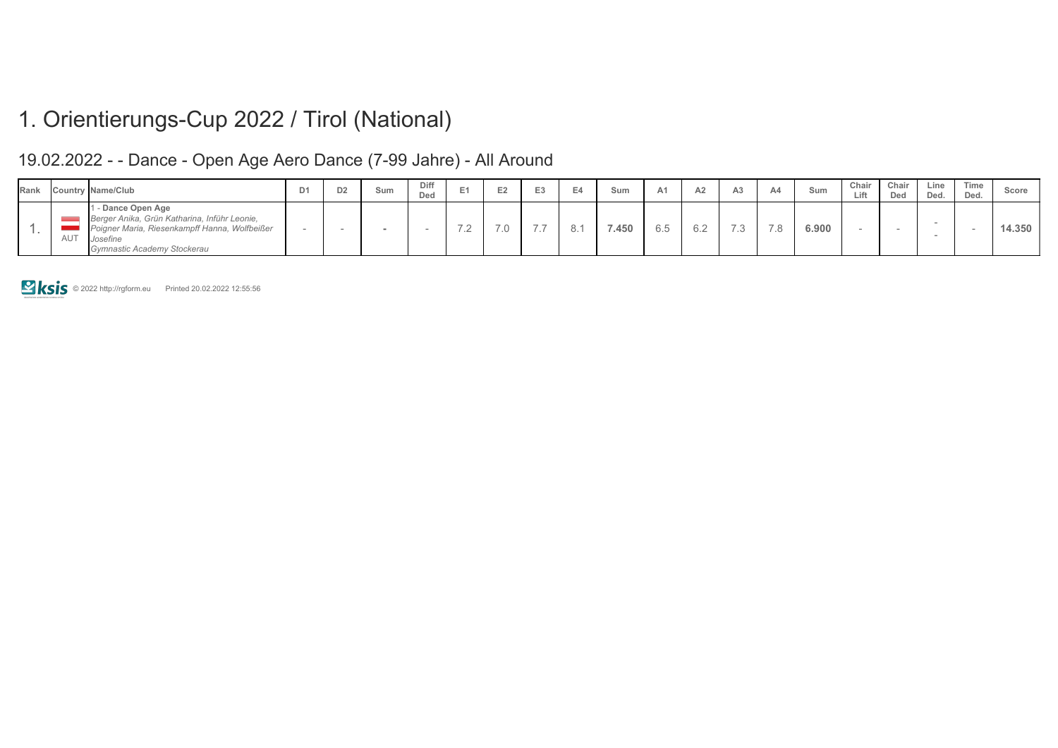# 1. Orientierungs-Cup 2022 / Tirol (National)

## 19.02.2022 - - Dance - Open Age Aero Dance (7-99 Jahre) - All Around

| Rank | Country | Name/Club | D1 | D2 | Sum | Diff Ded | E1 | E2 | E3 | E4 | Sum | A1 | A2 | A3 | A4 | Sum | Chair Lift | Chair Ded | Line Ded. | Time Ded. | Score |
|---|---|---|---|---|---|---|---|---|---|---|---|---|---|---|---|---|---|---|---|---|---|
| 1. | AUT | 1 - **Dance Open Age** *Berger Anika, Grün Katharina, Inführ Leonie, Poigner Maria, Riesenkampff Hanna, Wolfbeißer Josefine* *Gymnastic Academy Stockerau* | - | - | **-** | - | 7.2 | 7.0 | 7.7 | 8.1 | **7.450** | 6.5 | 6.2 | 7.3 | 7.8 | **6.900** | - | - | - - | - | **14.350** |

© 2022 http://rgform.eu Printed 20.02.2022 12:55:56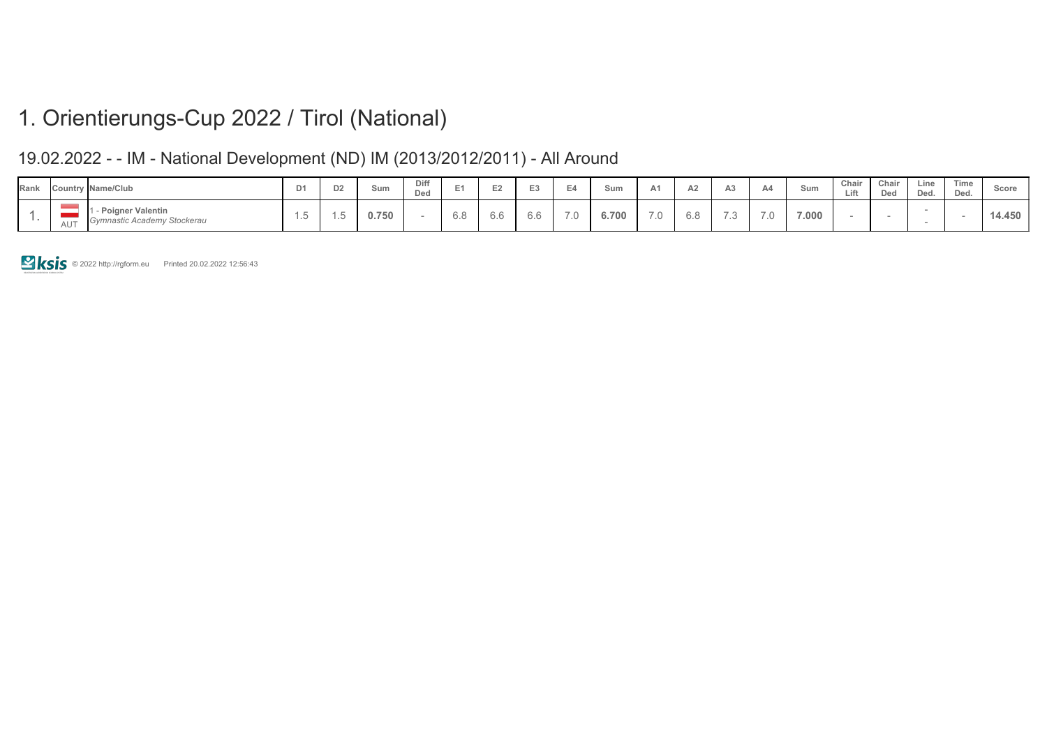# 1. Orientierungs-Cup 2022 / Tirol (National)

## 19.02.2022 - - IM - National Development (ND) IM (2013/2012/2011) - All Around

| Rank | Country | Name/Club | D1 | D2 | Sum | Diff Ded | E1 | E2 | E3 | E4 | Sum | A1 | A2 | A3 | A4 | Sum | Chair Lift | Chair Ded | Line Ded. | Time Ded. | Score |
|---|---|---|---|---|---|---|---|---|---|---|---|---|---|---|---|---|---|---|---|---|---|
| 1. | AUT | 1 - **Poigner Valentin** *Gymnastic Academy Stockerau* | 1.5 | 1.5 | **0.750** | - | 6.8 | 6.6 | 6.6 | 7.0 | **6.700** | 7.0 | 6.8 | 7.3 | 7.0 | **7.000** | - | - | - - | - | **14.450** |

© 2022 http://rgform.eu Printed 20.02.2022 12:56:43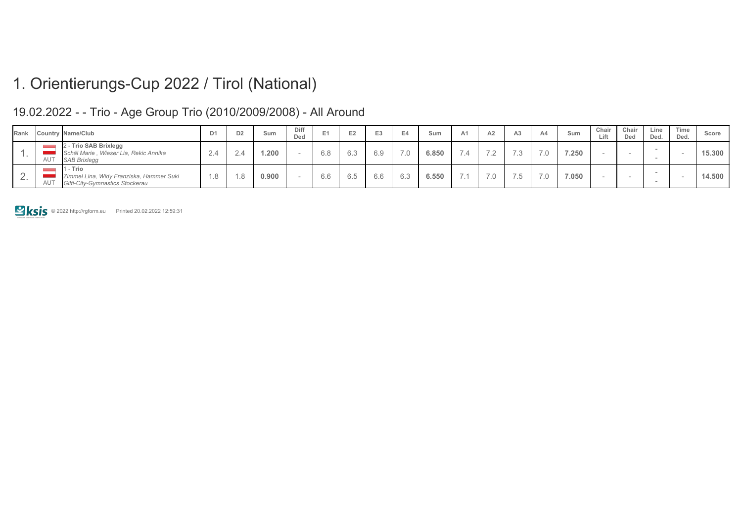# 1. Orientierungs-Cup 2022 / Tirol (National)

## 19.02.2022 - - Trio - Age Group Trio (2010/2009/2008) - All Around

| Rank | Country | Name/Club | D1 | D2 | Sum | Diff Ded | E1 | E2 | E3 | E4 | Sum | A1 | A2 | A3 | A4 | Sum | Chair Lift | Chair Ded | Line Ded. | Time Ded. | Score |
|---|---|---|---|---|---|---|---|---|---|---|---|---|---|---|---|---|---|---|---|---|---|
| 1. | AUT | 2 - **Trio SAB Brixlegg** *Schäl Marie , Wieser Lia, Rekic Annika* *SAB Brixlegg* | 2.4 | 2.4 | **1.200** | - | 6.8 | 6.3 | 6.9 | 7.0 | **6.850** | 7.4 | 7.2 | 7.3 | 7.0 | **7.250** | - | - | - - | - | **15.300** |
| 2. | AUT | 1 - **Trio** *Zimmel Lina, Widy Franziska, Hammer Suki* *Gitti-City-Gymnastics Stockerau* | 1.8 | 1.8 | **0.900** | - | 6.6 | 6.5 | 6.6 | 6.3 | **6.550** | 7.1 | 7.0 | 7.5 | 7.0 | **7.050** | - | - | - - | - | **14.500** |

© 2022 http://rgform.eu Printed 20.02.2022 12:59:31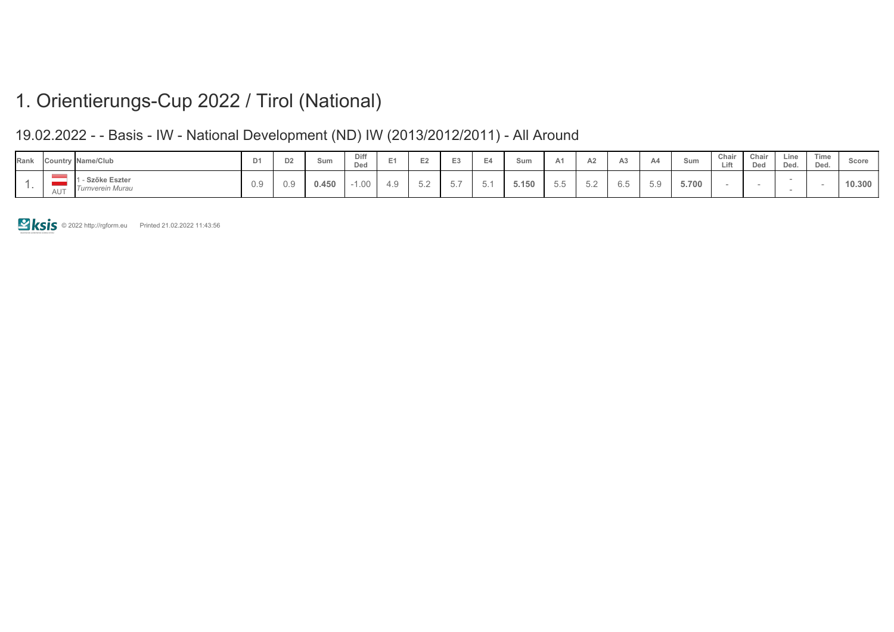# 1. Orientierungs-Cup 2022 / Tirol (National)

## 19.02.2022 - - Basis - IW - National Development (ND) IW (2013/2012/2011) - All Around

| Rank | Country | Name/Club | D1 | D2 | Sum | Diff Ded | E1 | E2 | E3 | E4 | Sum | A1 | A2 | A3 | A4 | Sum | Chair Lift | Chair Ded | Line Ded. | Time Ded. | Score |
|---|---|---|---|---|---|---|---|---|---|---|---|---|---|---|---|---|---|---|---|---|---|
| 1. | AUT | 1 - **Szőke Eszter** *Turnverein Murau* | 0.9 | 0.9 | **0.450** | -1.00 | 4.9 | 5.2 | 5.7 | 5.1 | **5.150** | 5.5 | 5.2 | 6.5 | 5.9 | **5.700** | - | - | - - | - | **10.300** |

© 2022 http://rgform.eu Printed 21.02.2022 11:43:56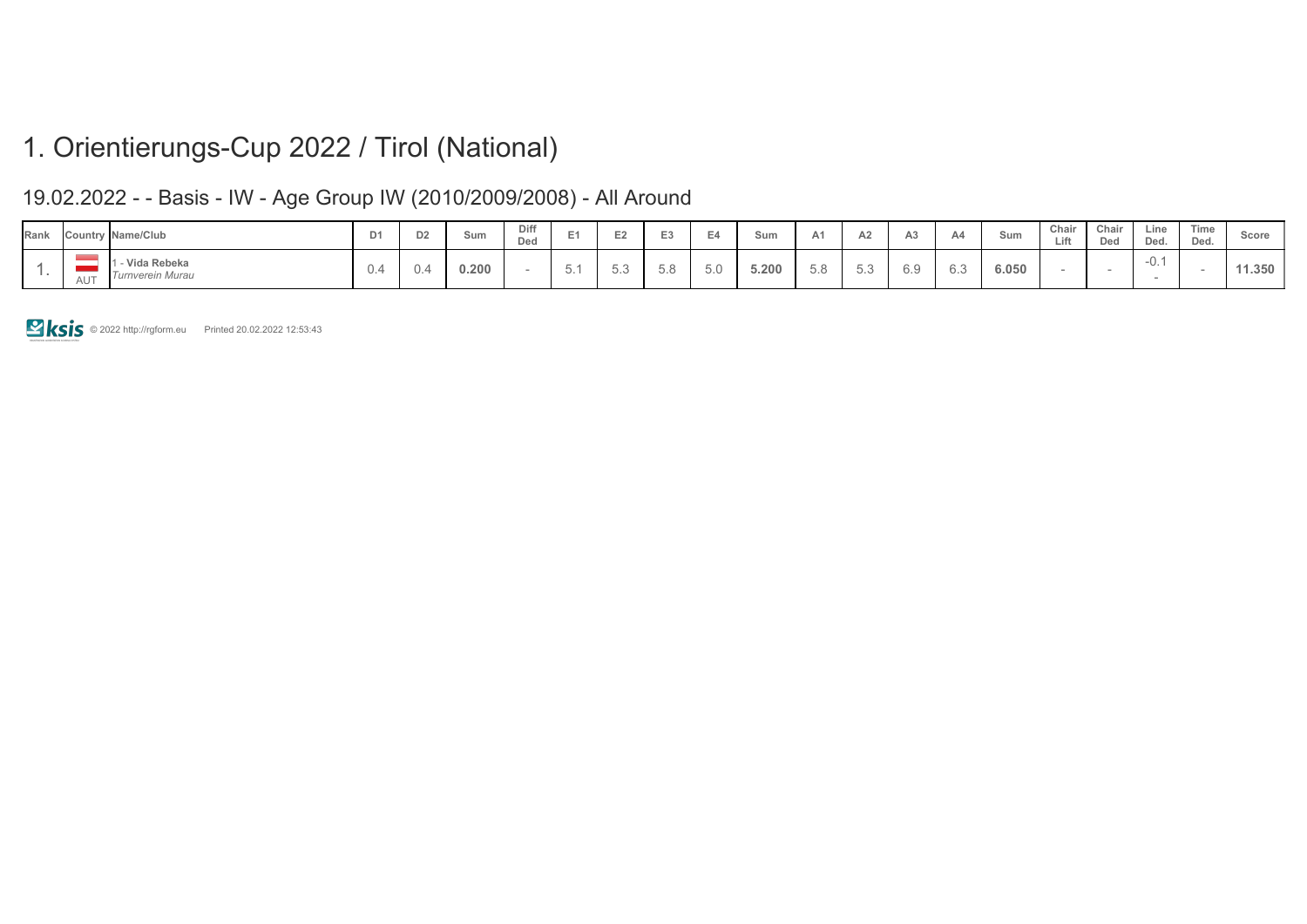# 1. Orientierungs-Cup 2022 / Tirol (National)

## 19.02.2022 - - Basis - IW - Age Group IW (2010/2009/2008) - All Around

| Rank | Country | Name/Club | D1 | D2 | Sum | Diff Ded | E1 | E2 | E3 | E4 | Sum | A1 | A2 | A3 | A4 | Sum | Chair Lift | Chair Ded | Line Ded. | Time Ded. | Score |
|---|---|---|---|---|---|---|---|---|---|---|---|---|---|---|---|---|---|---|---|---|---|
| 1. | AUT | 1 - **Vida Rebeka** *Turnverein Murau* | 0.4 | 0.4 | **0.200** | - | 5.1 | 5.3 | 5.8 | 5.0 | **5.200** | 5.8 | 5.3 | 6.9 | 6.3 | **6.050** | - | - | -0.1 - | - | **11.350** |

© 2022 http://rgform.eu Printed 20.02.2022 12:53:43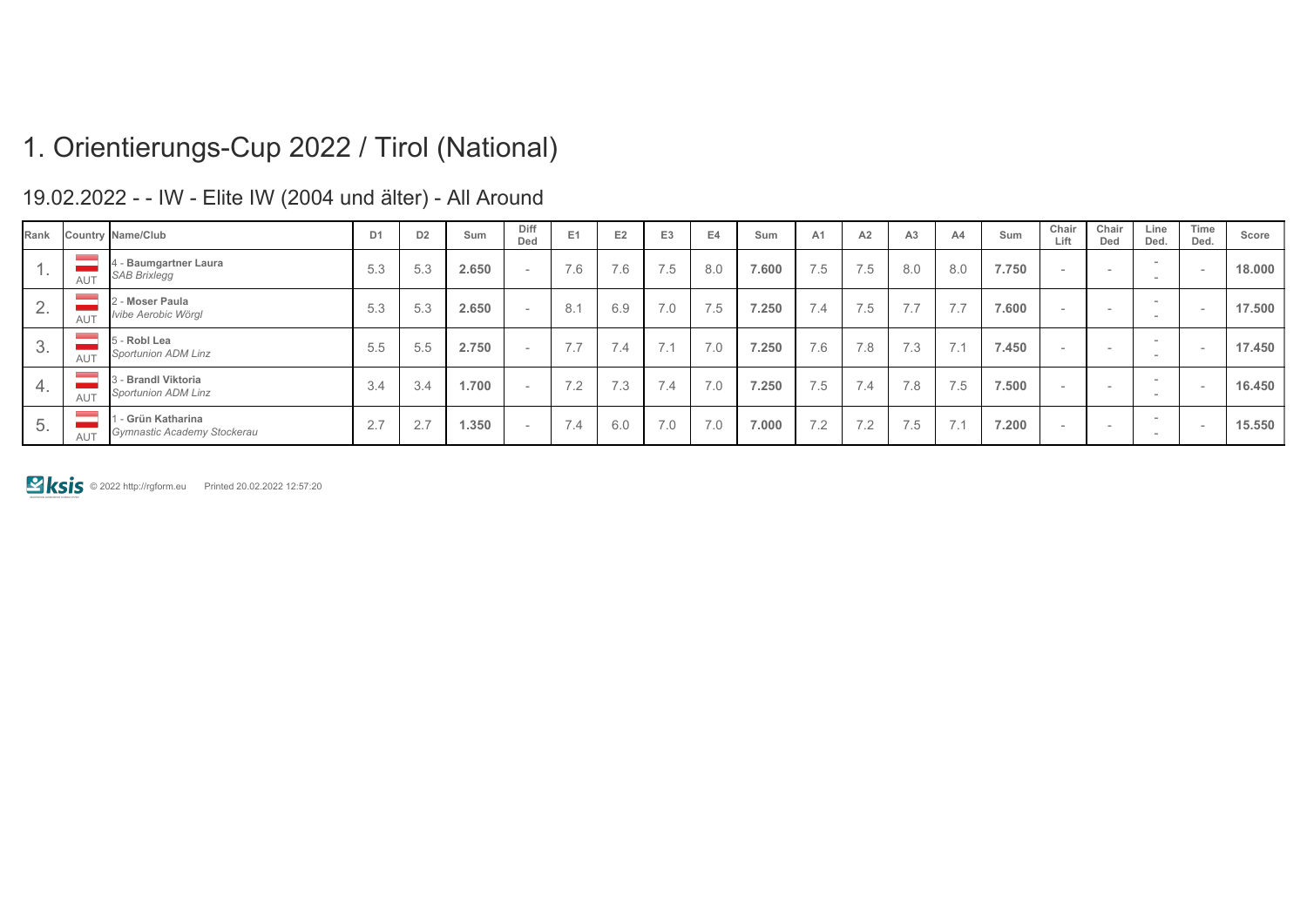# 1. Orientierungs-Cup 2022 / Tirol (National)

## 19.02.2022 - - IW - Elite IW (2004 und älter) - All Around

| Rank | Country | Name/Club | D1 | D2 | Sum | Diff Ded | E1 | E2 | E3 | E4 | Sum | A1 | A2 | A3 | A4 | Sum | Chair Lift | Chair Ded | Line Ded. | Time Ded. | Score |
|---|---|---|---|---|---|---|---|---|---|---|---|---|---|---|---|---|---|---|---|---|---|
| 1. | AUT | 4 - **Baumgartner Laura** *SAB Brixlegg* | 5.3 | 5.3 | **2.650** | - | 7.6 | 7.6 | 7.5 | 8.0 | **7.600** | 7.5 | 7.5 | 8.0 | 8.0 | **7.750** | - | - | - - | - | **18.000** |
| 2. | AUT | 2 - **Moser Paula** *Ivibe Aerobic Wörgl* | 5.3 | 5.3 | **2.650** | - | 8.1 | 6.9 | 7.0 | 7.5 | **7.250** | 7.4 | 7.5 | 7.7 | 7.7 | **7.600** | - | - | - - | - | **17.500** |
| 3. | AUT | 5 - **Robl Lea** *Sportunion ADM Linz* | 5.5 | 5.5 | **2.750** | - | 7.7 | 7.4 | 7.1 | 7.0 | **7.250** | 7.6 | 7.8 | 7.3 | 7.1 | **7.450** | - | - | - - | - | **17.450** |
| 4. | AUT | 3 - **Brandl Viktoria** *Sportunion ADM Linz* | 3.4 | 3.4 | **1.700** | - | 7.2 | 7.3 | 7.4 | 7.0 | **7.250** | 7.5 | 7.4 | 7.8 | 7.5 | **7.500** | - | - | - - | - | **16.450** |
| 5. | AUT | 1 - **Grün Katharina** *Gymnastic Academy Stockerau* | 2.7 | 2.7 | **1.350** | - | 7.4 | 6.0 | 7.0 | 7.0 | **7.000** | 7.2 | 7.2 | 7.5 | 7.1 | **7.200** | - | - | - - | - | **15.550** |

ksis © 2022 http://rgform.eu Printed 20.02.2022 12:57:20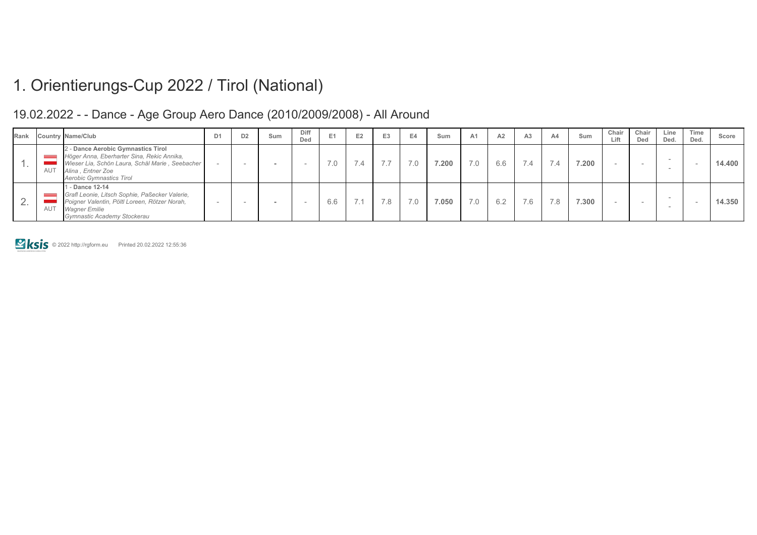# 1. Orientierungs-Cup 2022 / Tirol (National)

## 19.02.2022 - - Dance - Age Group Aero Dance (2010/2009/2008) - All Around

| Rank | Country | Name/Club | D1 | D2 | Sum | Diff Ded | E1 | E2 | E3 | E4 | Sum | A1 | A2 | A3 | A4 | Sum | Chair Lift | Chair Ded | Line Ded. | Time Ded. | Score |
|---|---|---|---|---|---|---|---|---|---|---|---|---|---|---|---|---|---|---|---|---|---|
| 1. | AUT | 2 - **Dance Aerobic Gymnastics Tirol** *Höger Anna, Eberharter Sina, Rekic Annika, Wieser Lia, Schön Laura, Schäl Marie , Seebacher Alina , Entner Zoe* *Aerobic Gymnastics Tirol* | - | - | - | - | 7.0 | 7.4 | 7.7 | 7.0 | **7.200** | 7.0 | 6.6 | 7.4 | 7.4 | **7.200** | - | - | - - | - | **14.400** |
| 2. | AUT | 1 - **Dance 12-14** *Grafl Leonie, Litsch Sophie, Paßecker Valerie, Poigner Valentin, Pöltl Loreen, Rötzer Norah, Wagner Emilie* *Gymnastic Academy Stockerau* | - | - | - | - | 6.6 | 7.1 | 7.8 | 7.0 | **7.050** | 7.0 | 6.2 | 7.6 | 7.8 | **7.300** | - | - | - - | - | **14.350** |

ksis © 2022 http://rgform.eu Printed 20.02.2022 12:55:36